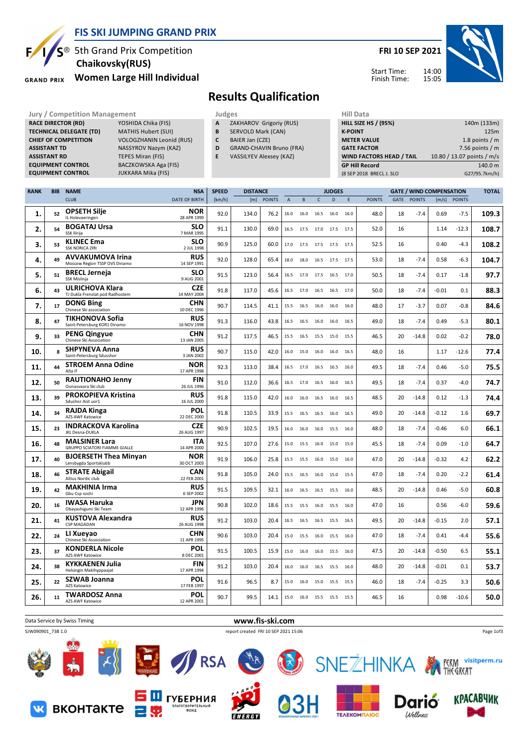# FIS SKI JUMPING GRAND PRIX

## 5th Grand Prix Competition
## Chaikovsky(RUS)
## Women Large Hill Individual

**FRI 10 SEP 2021**

Start Time: 14:00
Finish Time: 15:05

# Results Qualification

| Jury / Competition Management | |
|---|---|
| RACE DIRECTOR (RD) | YOSHIDA Chika (FIS) |
| TECHNICAL DELEGATE (TD) | MATHIS Hubert (SUI) |
| CHIEF OF COMPETITION | VOLOGZHANIN Leonid (RUS) |
| ASSISTANT TD | NASSYROV Nazym (KAZ) |
| ASSISTANT RD | TEPES Miran (FIS) |
| EQUIPMENT CONTROL | BACZKOWSKA Aga (FIS) |
| EQUIPMENT CONTROL | JUKKARA Mika (FIS) |

| Judges | |
|---|---|
| A | ZAKHAROV Grigoriy (RUS) |
| B | SERVOLD Mark (CAN) |
| C | BAIER Jan (CZE) |
| D | GRAND-CHAVIN Bruno (FRA) |
| E | VASSILYEV Alexsey (KAZ) |

| Hill Data | |
|---|---|
| HILL SIZE HS / (95%) | 140m (133m) |
| K-POINT | 125m |
| METER VALUE | 1.8 points / m |
| GATE FACTOR | 7.56 points / m |
| WIND FACTORS HEAD / TAIL | 10.80 / 13.07 points / m/s |
| GP Hill Record | 140.0 m |
| (8 SEP 2018 BRECL J. SLO | G27/95.7km/h) |

| RANK | BIB | NAME / CLUB | NSA / DATE OF BIRTH | SPEED [km/h] | DISTANCE [m] | DISTANCE POINTS | A | B | C | D | E | JUDGES POINTS | GATE | GATE POINTS | WIND [m/s] | WIND POINTS | TOTAL |
|---|---|---|---|---|---|---|---|---|---|---|---|---|---|---|---|---|---|
| 1. | 52 | OPSETH Silje<br>IL Holevaeringen | NOR<br>28 APR 1999 | 92.0 | 134.0 | 76.2 | 16.0 | 16.0 | 16.5 | 16.0 | 16.0 | 48.0 | 18 | -7.4 | 0.69 | -7.5 | 109.3 |
| 2. | 54 | BOGATAJ Ursa<br>SSK Ilirija | SLO<br>7 MAR 1995 | 91.1 | 130.0 | 69.0 | 16.5 | 17.5 | 17.0 | 17.5 | 17.5 | 52.0 | 16 | | 1.14 | -12.3 | 108.7 |
| 3. | 53 | KLINEC Ema<br>SSK NORICA ZIRI | SLO<br>2 JUL 1998 | 90.9 | 125.0 | 60.0 | 17.0 | 17.5 | 17.5 | 17.5 | 17.5 | 52.5 | 16 | | 0.40 | -4.3 | 108.2 |
| 4. | 49 | AVVAKUMOVA Irina<br>Moscow Region TSSP OVS Dinamo | RUS<br>14 SEP 1991 | 92.0 | 128.0 | 65.4 | 18.0 | 18.0 | 16.5 | 17.5 | 17.5 | 53.0 | 18 | -7.4 | 0.58 | -6.3 | 104.7 |
| 5. | 51 | BRECL Jerneja<br>SSK Mislinja | SLO<br>9 AUG 2001 | 91.5 | 123.0 | 56.4 | 16.5 | 17.0 | 17.5 | 16.5 | 17.0 | 50.5 | 18 | -7.4 | 0.17 | -1.8 | 97.7 |
| 6. | 43 | ULRICHOVA Klara<br>TJ Dukla Frenstat pod Radhostem | CZE<br>14 MAY 2004 | 91.8 | 117.0 | 45.6 | 16.5 | 17.0 | 16.5 | 16.5 | 17.0 | 50.0 | 18 | -7.4 | -0.01 | 0.1 | 88.3 |
| 7. | 17 | DONG Bing<br>Chinese Ski association | CHN<br>10 DEC 1996 | 90.7 | 114.5 | 41.1 | 15.5 | 16.5 | 16.0 | 16.0 | 16.0 | 48.0 | 17 | -3.7 | 0.07 | -0.8 | 84.6 |
| 8. | 47 | TIKHONOVA Sofia<br>Saint-Petersburg KOR1 Dinamo | RUS<br>16 NOV 1998 | 91.3 | 116.0 | 43.8 | 16.5 | 16.5 | 16.0 | 16.0 | 16.5 | 49.0 | 18 | -7.4 | 0.49 | -5.3 | 80.1 |
| 9. | 33 | PENG Qingyue<br>Chinese Ski Association | CHN<br>13 JAN 2005 | 91.2 | 117.5 | 46.5 | 15.5 | 16.5 | 15.5 | 15.0 | 15.5 | 46.5 | 20 | -14.8 | 0.02 | -0.2 | 78.0 |
| 10. | 8 | SHPYNEVA Anna<br>Saint-Petersburg Sdusshor | RUS<br>3 JAN 2002 | 90.7 | 115.0 | 42.0 | 16.0 | 15.0 | 16.0 | 16.0 | 16.5 | 48.0 | 16 | | 1.17 | -12.6 | 77.4 |
| 11. | 44 | STROEM Anna Odine<br>Alta If | NOR<br>17 APR 1998 | 92.3 | 113.0 | 38.4 | 16.5 | 17.0 | 16.5 | 16.5 | 16.0 | 49.5 | 18 | -7.4 | 0.46 | -5.0 | 75.5 |
| 12. | 50 | RAUTIONAHO Jenny<br>Ounasvaara Ski club | FIN<br>26 JUL 1996 | 91.0 | 112.0 | 36.6 | 16.5 | 17.0 | 16.5 | 16.0 | 16.5 | 49.5 | 18 | -7.4 | 0.37 | -4.0 | 74.7 |
| 13. | 39 | PROKOPIEVA Kristina<br>Sdushor Aist uor1 | RUS<br>16 JUL 2000 | 91.8 | 115.0 | 42.0 | 16.0 | 16.0 | 16.5 | 16.0 | 16.5 | 48.5 | 20 | -14.8 | 0.12 | -1.3 | 74.4 |
| 14. | 34 | RAJDA Kinga<br>AZS AWF Katowice | POL<br>22 DEC 2000 | 91.8 | 110.5 | 33.9 | 15.5 | 16.5 | 16.5 | 16.0 | 16.5 | 49.0 | 20 | -14.8 | -0.12 | 1.6 | 69.7 |
| 15. | 23 | INDRACKOVA Karolina<br>JKL Desna-DUKLA | CZE<br>26 AUG 1997 | 90.9 | 102.5 | 19.5 | 16.0 | 16.0 | 16.0 | 15.5 | 16.0 | 48.0 | 18 | -7.4 | -0.46 | 6.0 | 66.1 |
| 16. | 48 | MALSINER Lara<br>GRUPPO SCIATORI FIAMME GIALLE | ITA<br>14 APR 2000 | 92.5 | 107.0 | 27.6 | 15.0 | 15.5 | 16.0 | 15.0 | 15.0 | 45.5 | 18 | -7.4 | 0.09 | -1.0 | 64.7 |
| 17. | 40 | BJOERSETH Thea Minyan<br>Lensbygda Sportsklubb | NOR<br>30 OCT 2003 | 91.9 | 106.0 | 25.8 | 15.5 | 15.5 | 16.0 | 15.0 | 16.0 | 47.0 | 20 | -14.8 | -0.32 | 4.2 | 62.2 |
| 18. | 46 | STRATE Abigail<br>Altius Nordic club | CAN<br>22 FEB 2001 | 91.8 | 105.0 | 24.0 | 15.5 | 16.5 | 16.0 | 15.0 | 15.5 | 47.0 | 18 | -7.4 | 0.20 | -2.2 | 61.4 |
| 19. | 42 | MAKHINIA Irma<br>Gbu Csp sochi | RUS<br>6 SEP 2002 | 91.5 | 109.5 | 32.1 | 16.0 | 16.5 | 16.5 | 15.5 | 16.0 | 48.5 | 20 | -14.8 | 0.46 | -5.0 | 60.8 |
| 20. | 16 | IWASA Haruka<br>Obayashigumi Ski Team | JPN<br>12 APR 1996 | 90.8 | 102.0 | 18.6 | 15.5 | 15.5 | 16.0 | 15.5 | 16.0 | 47.0 | 16 | | 0.56 | -6.0 | 59.6 |
| 21. | 41 | KUSTOVA Alexandra<br>CSP MAGADAN | RUS<br>26 AUG 1998 | 91.2 | 103.0 | 20.4 | 16.5 | 16.5 | 16.5 | 15.5 | 16.5 | 49.5 | 20 | -14.8 | -0.15 | 2.0 | 57.1 |
| 22. | 24 | LI Xueyao<br>Chinese Ski Association | CHN<br>11 APR 1995 | 90.6 | 103.0 | 20.4 | 15.0 | 15.5 | 16.0 | 15.5 | 16.0 | 47.0 | 18 | -7.4 | 0.41 | -4.4 | 55.6 |
| 23. | 37 | KONDERLA Nicole<br>AZS AWF Katowice | POL<br>8 DEC 2001 | 91.5 | 100.5 | 15.9 | 15.0 | 16.0 | 16.0 | 15.5 | 16.0 | 47.5 | 20 | -14.8 | -0.50 | 6.5 | 55.1 |
| 24. | 38 | KYKKAENEN Julia<br>Helsingin Makihyppaajat | FIN<br>17 APR 1994 | 91.2 | 103.0 | 20.4 | 16.0 | 16.0 | 16.5 | 15.5 | 16.0 | 48.0 | 20 | -14.8 | -0.01 | 0.1 | 53.7 |
| 25. | 22 | SZWAB Joanna<br>AZS Katowice | POL<br>17 FEB 1997 | 91.6 | 96.5 | 8.7 | 15.0 | 16.0 | 15.0 | 15.5 | 15.5 | 46.0 | 18 | -7.4 | -0.25 | 3.3 | 50.6 |
| 26. | 11 | TWARDOSZ Anna<br>AZS AWF Katowice | POL<br>12 APR 2001 | 90.7 | 99.5 | 14.1 | 15.0 | 16.0 | 15.5 | 15.5 | 15.5 | 46.5 | 16 | | 0.98 | -10.6 | 50.0 |

Data Service by Swiss Timing www.fis-ski.com

SJW090901_73B 1.0 report created FRI 10 SEP 2021 15:06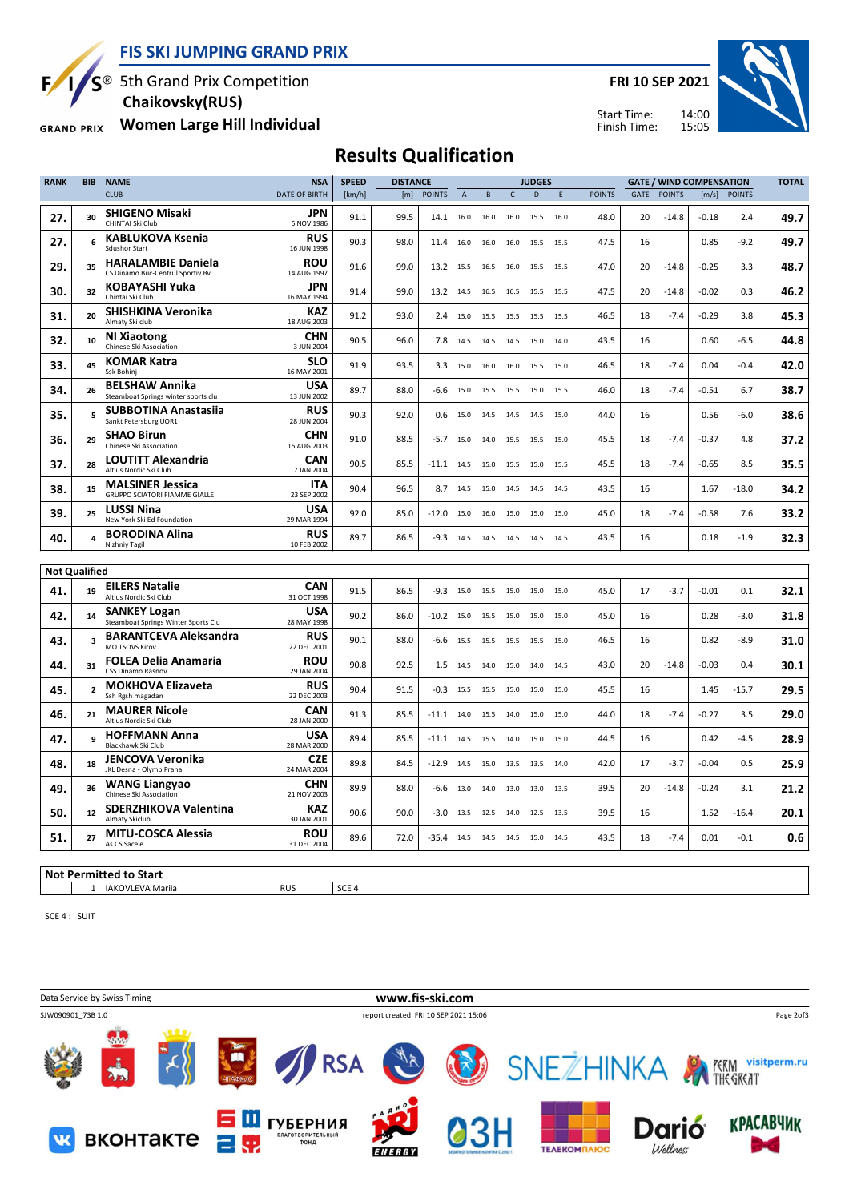# FIS SKI JUMPING GRAND PRIX

5th Grand Prix Competition
Chaikovsky(RUS)
Women Large Hill Individual

FRI 10 SEP 2021

Start Time: 14:00
Finish Time: 15:05

## Results Qualification

| RANK | BIB | NAME / CLUB | NSA / DATE OF BIRTH | SPEED [km/h] | DISTANCE [m] | DISTANCE POINTS | A | B | C | D | E | JUDGES POINTS | GATE | GATE POINTS | WIND [m/s] | WIND POINTS | TOTAL |
|---|---|---|---|---|---|---|---|---|---|---|---|---|---|---|---|---|---|
| 27. | 30 | SHIGENO Misaki / CHINTAI Ski Club | JPN / 5 NOV 1986 | 91.1 | 99.5 | 14.1 | 16.0 | 16.0 | 16.0 | 15.5 | 16.0 | 48.0 | 20 | -14.8 | -0.18 | 2.4 | 49.7 |
| 27. | 6 | KABLUKOVA Ksenia / Sdushor Start | RUS / 16 JUN 1998 | 90.3 | 98.0 | 11.4 | 16.0 | 16.0 | 16.0 | 15.5 | 15.5 | 47.5 | 16 | | 0.85 | -9.2 | 49.7 |
| 29. | 35 | HARALAMBIE Daniela / CS Dinamo Buc-Centrul Sportiv Bv | ROU / 14 AUG 1997 | 91.6 | 99.0 | 13.2 | 15.5 | 16.5 | 16.0 | 15.5 | 15.5 | 47.0 | 20 | -14.8 | -0.25 | 3.3 | 48.7 |
| 30. | 32 | KOBAYASHI Yuka / Chintai Ski Club | JPN / 16 MAY 1994 | 91.4 | 99.0 | 13.2 | 14.5 | 16.5 | 16.5 | 15.5 | 15.5 | 47.5 | 20 | -14.8 | -0.02 | 0.3 | 46.2 |
| 31. | 20 | SHISHKINA Veronika / Almaty Ski club | KAZ / 18 AUG 2003 | 91.2 | 93.0 | 2.4 | 15.0 | 15.5 | 15.5 | 15.5 | 15.5 | 46.5 | 18 | -7.4 | -0.29 | 3.8 | 45.3 |
| 32. | 10 | NI Xiaotong / Chinese Ski Association | CHN / 3 JUN 2004 | 90.5 | 96.0 | 7.8 | 14.5 | 14.5 | 14.5 | 15.0 | 14.0 | 43.5 | 16 | | 0.60 | -6.5 | 44.8 |
| 33. | 45 | KOMAR Katra / Ssk Bohinj | SLO / 16 MAY 2001 | 91.9 | 93.5 | 3.3 | 15.0 | 16.0 | 16.0 | 15.5 | 15.0 | 46.5 | 18 | -7.4 | 0.04 | -0.4 | 42.0 |
| 34. | 26 | BELSHAW Annika / Steamboat Springs winter sports clu | USA / 13 JUN 2002 | 89.7 | 88.0 | -6.6 | 15.0 | 15.5 | 15.5 | 15.0 | 15.5 | 46.0 | 18 | -7.4 | -0.51 | 6.7 | 38.7 |
| 35. | 5 | SUBBOTINA Anastasiia / Sankt Petersburg UOR1 | RUS / 28 JUN 2004 | 90.3 | 92.0 | 0.6 | 15.0 | 14.5 | 14.5 | 14.5 | 15.0 | 44.0 | 16 | | 0.56 | -6.0 | 38.6 |
| 36. | 29 | SHAO Birun / Chinese Ski Association | CHN / 15 AUG 2003 | 91.0 | 88.5 | -5.7 | 15.0 | 14.0 | 15.5 | 15.5 | 15.0 | 45.5 | 18 | -7.4 | -0.37 | 4.8 | 37.2 |
| 37. | 28 | LOUTITT Alexandria / Altius Nordic Ski Club | CAN / 7 JAN 2004 | 90.5 | 85.5 | -11.1 | 14.5 | 15.0 | 15.5 | 15.0 | 15.5 | 45.5 | 18 | -7.4 | -0.65 | 8.5 | 35.5 |
| 38. | 15 | MALSINER Jessica / GRUPPO SCIATORI FIAMME GIALLE | ITA / 23 SEP 2002 | 90.4 | 96.5 | 8.7 | 14.5 | 15.0 | 14.5 | 14.5 | 14.5 | 43.5 | 16 | | 1.67 | -18.0 | 34.2 |
| 39. | 25 | LUSSI Nina / New York Ski Ed Foundation | USA / 29 MAR 1994 | 92.0 | 85.0 | -12.0 | 15.0 | 16.0 | 15.0 | 15.0 | 15.0 | 45.0 | 18 | -7.4 | -0.58 | 7.6 | 33.2 |
| 40. | 4 | BORODINA Alina / Nizhniy Tagil | RUS / 10 FEB 2002 | 89.7 | 86.5 | -9.3 | 14.5 | 14.5 | 14.5 | 14.5 | 14.5 | 43.5 | 16 | | 0.18 | -1.9 | 32.3 |

### Not Qualified

| RANK | BIB | NAME / CLUB | NSA / DATE OF BIRTH | SPEED [km/h] | DISTANCE [m] | DISTANCE POINTS | A | B | C | D | E | JUDGES POINTS | GATE | GATE POINTS | WIND [m/s] | WIND POINTS | TOTAL |
|---|---|---|---|---|---|---|---|---|---|---|---|---|---|---|---|---|---|
| 41. | 19 | EILERS Natalie / Altius Nordic Ski Club | CAN / 31 OCT 1998 | 91.5 | 86.5 | -9.3 | 15.0 | 15.5 | 15.0 | 15.0 | 15.0 | 45.0 | 17 | -3.7 | -0.01 | 0.1 | 32.1 |
| 42. | 14 | SANKEY Logan / Steamboat Springs Winter Sports Clu | USA / 28 MAY 1998 | 90.2 | 86.0 | -10.2 | 15.0 | 15.5 | 15.0 | 15.0 | 15.0 | 45.0 | 16 | | 0.28 | -3.0 | 31.8 |
| 43. | 3 | BARANTCEVA Aleksandra / MO TSOVS Kirov | RUS / 22 DEC 2001 | 90.1 | 88.0 | -6.6 | 15.5 | 15.5 | 15.5 | 15.5 | 15.0 | 46.5 | 16 | | 0.82 | -8.9 | 31.0 |
| 44. | 31 | FOLEA Delia Anamaria / CSS Dinamo Rasnov | ROU / 29 JAN 2004 | 90.8 | 92.5 | 1.5 | 14.5 | 14.0 | 15.0 | 14.0 | 14.5 | 43.0 | 20 | -14.8 | -0.03 | 0.4 | 30.1 |
| 45. | 2 | MOKHOVA Elizaveta / Ssh Rgsh magadan | RUS / 22 DEC 2003 | 90.4 | 91.5 | -0.3 | 15.5 | 15.5 | 15.0 | 15.0 | 15.0 | 45.5 | 16 | | 1.45 | -15.7 | 29.5 |
| 46. | 21 | MAURER Nicole / Altius Nordic Ski Club | CAN / 28 JAN 2000 | 91.3 | 85.5 | -11.1 | 14.0 | 15.5 | 14.0 | 15.0 | 15.0 | 44.0 | 18 | -7.4 | -0.27 | 3.5 | 29.0 |
| 47. | 9 | HOFFMANN Anna / Blackhawk Ski Club | USA / 28 MAR 2000 | 89.4 | 85.5 | -11.1 | 14.5 | 15.5 | 14.0 | 15.0 | 15.0 | 44.5 | 16 | | 0.42 | -4.5 | 28.9 |
| 48. | 18 | JENCOVA Veronika / JKL Desna - Olymp Praha | CZE / 24 MAR 2004 | 89.8 | 84.5 | -12.9 | 14.5 | 15.0 | 13.5 | 13.5 | 14.0 | 42.0 | 17 | -3.7 | -0.04 | 0.5 | 25.9 |
| 49. | 36 | WANG Liangyao / Chinese Ski Association | CHN / 21 NOV 2003 | 89.9 | 88.0 | -6.6 | 13.0 | 14.0 | 13.0 | 13.0 | 13.5 | 39.5 | 20 | -14.8 | -0.24 | 3.1 | 21.2 |
| 50. | 12 | SDERZHIKOVA Valentina / Almaty Skiclub | KAZ / 30 JAN 2001 | 90.6 | 90.0 | -3.0 | 13.5 | 12.5 | 14.0 | 12.5 | 13.5 | 39.5 | 16 | | 1.52 | -16.4 | 20.1 |
| 51. | 27 | MITU-COSCA Alessia / As CS Sacele | ROU / 31 DEC 2004 | 89.6 | 72.0 | -35.4 | 14.5 | 14.5 | 14.5 | 15.0 | 14.5 | 43.5 | 18 | -7.4 | 0.01 | -0.1 | 0.6 |

### Not Permitted to Start

| BIB | NAME | NSA | REASON |
|---|---|---|---|
| 1 | IAKOVLEVA Mariia | RUS | SCE 4 |

SCE 4 : SUIT

Data Service by Swiss Timing — www.fis-ski.com

SJW090901_73B 1.0 — report created FRI 10 SEP 2021 15:06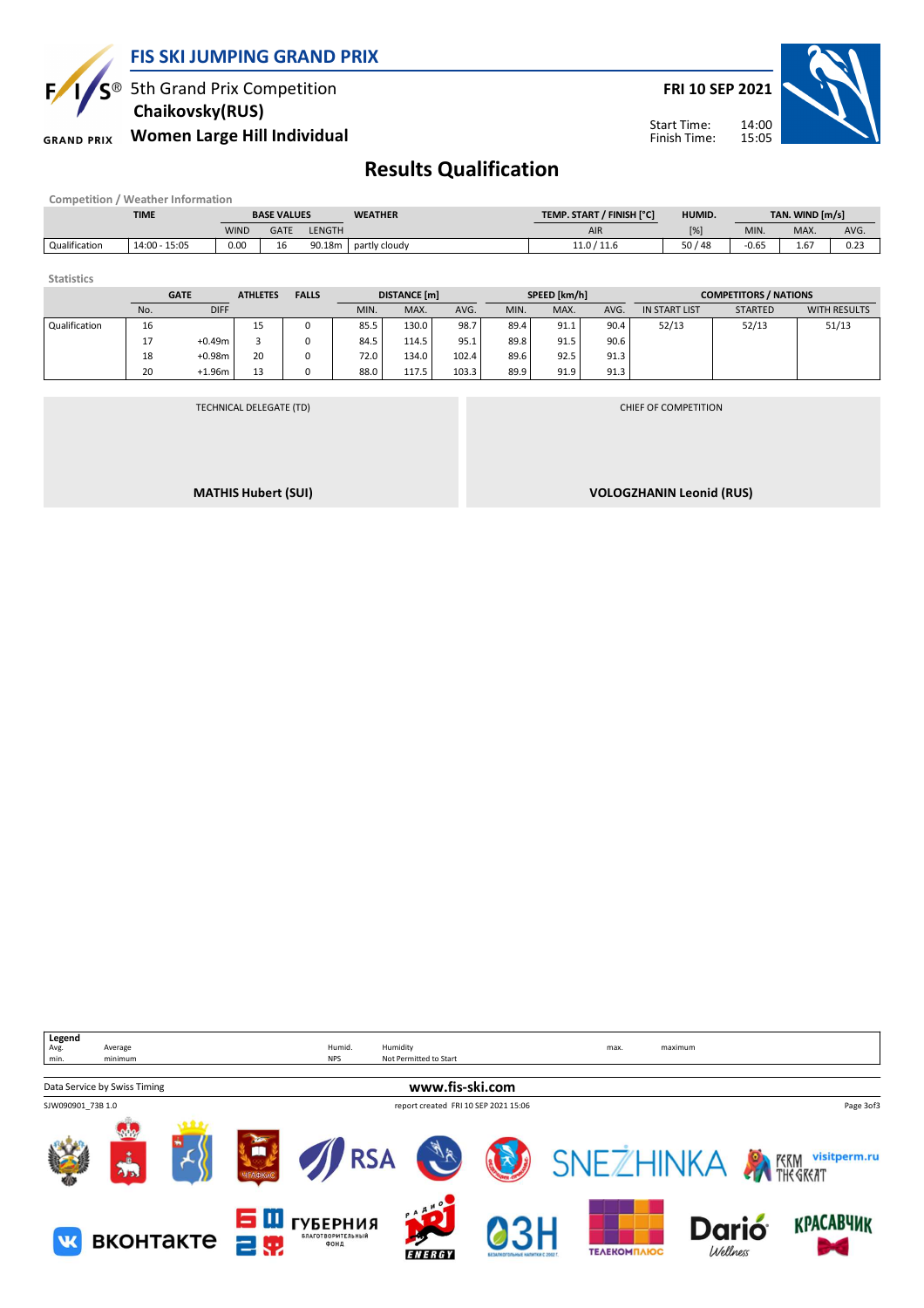# FIS SKI JUMPING GRAND PRIX

5th Grand Prix Competition
**Chaikovsky(RUS)**
**Women Large Hill Individual**

**FRI 10 SEP 2021**

Start Time: 14:00
Finish Time: 15:05

## Results Qualification

Competition / Weather Information

| | TIME | BASE VALUES | | | WEATHER | TEMP. START / FINISH [°C] | HUMID. | TAN. WIND [m/s] | | |
|---|---|---|---|---|---|---|---|---|---|---|
| | | WIND | GATE | LENGTH | | AIR | [%] | MIN. | MAX. | AVG. |
| Qualification | 14:00 - 15:05 | 0.00 | 16 | 90.18m | partly cloudy | 11.0 / 11.6 | 50 / 48 | -0.65 | 1.67 | 0.23 |

Statistics

| | GATE | | ATHLETES | FALLS | DISTANCE [m] | | | SPEED [km/h] | | | COMPETITORS / NATIONS | | |
|---|---|---|---|---|---|---|---|---|---|---|---|---|---|
| | No. | DIFF | | | MIN. | MAX. | AVG. | MIN. | MAX. | AVG. | IN START LIST | STARTED | WITH RESULTS |
| Qualification | 16 | | 15 | 0 | 85.5 | 130.0 | 98.7 | 89.4 | 91.1 | 90.4 | 52/13 | 52/13 | 51/13 |
| | 17 | +0.49m | 3 | 0 | 84.5 | 114.5 | 95.1 | 89.8 | 91.5 | 90.6 | | | |
| | 18 | +0.98m | 20 | 0 | 72.0 | 134.0 | 102.4 | 89.6 | 92.5 | 91.3 | | | |
| | 20 | +1.96m | 13 | 0 | 88.0 | 117.5 | 103.3 | 89.9 | 91.9 | 91.3 | | | |

TECHNICAL DELEGATE (TD)

**MATHIS Hubert (SUI)**

CHIEF OF COMPETITION

**VOLOGZHANIN Leonid (RUS)**

| Legend | | | | | |
|---|---|---|---|---|---|
| Avg. | Average | Humid. | Humidity | max. | maximum |
| min. | minimum | NPS | Not Permitted to Start | | |

Data Service by Swiss Timing

www.fis-ski.com

SJW090901_73B 1.0

report created FRI 10 SEP 2021 15:06